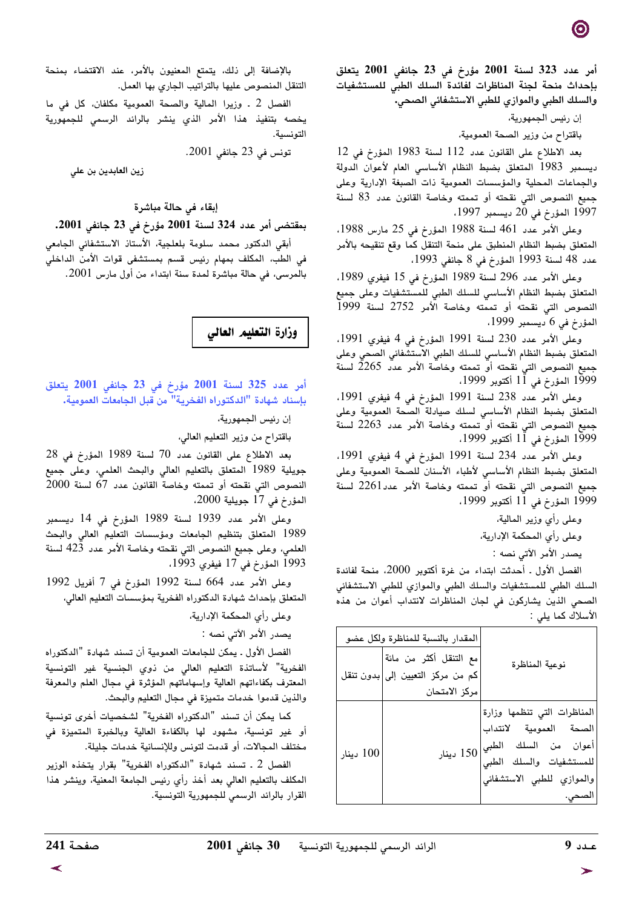**أمر عدد 323 لسنة 2001 مؤرخ في 23 جانفي 2001 يتعلق بإحداث منحة لجنة المناظرات لفائدة السلك الطبي للمستشفيات والسلك الطبي والموازي للطبي الاستشفائي الصحي.**

إن رئيس الجمهورية،

باقتراح من وزير الصحة العمومية،

بعد الاطلاع على القانون عدد 112 لسنة 1983 المؤرخ في 12 ديسمبر 1983 المتعلق بضبط النظام الأساسي العام لأعوان الدولة والجماعات المحلية والمؤسسات العمومية ذات الصبغة الإدارية وعلى جميع النصوص التي نقحته أو تممته وخاصة القانون عدد 83 لسنة 1997 المؤرخ في 20 ديسمبر 1997،

وعلى الأمر عدد 461 لسنة 1988 المؤرخ في 25 مارس 1988، المتعلق بضبط النظام المنطبق على منحة التنقل كما وقع تنقيحه بالأمر عدد 48 لسنة 1993 المؤرخ في 8 جانفي 1993،

وعلى الأمر عدد 296 لسنة 1989 المؤرخ في 15 فيفري 1989، المتعلق بضبط النظام الأساسي للسلك الطبي للمستشفيات وعلى جميع النصوص التي نقحته أو تممته وخاصة الأمر 2752 لسنة 1999 المؤرخ في 6 ديسمبر 1999،

وعلى الأمر عدد 230 لسنة 1991 المؤرخ في 4 فيفري 1991، المتعلق بضبط النظام الأساسي للسلك الطبي الاستشفائي الصحي وعلى جميع النصوص التي نقحته أو تممته وخاصة الأمر عدد 2265 لسنة 1999 المؤرخ في 11 أكتوبر 1999،

وعلى الأمر عدد 238 لسنة 1991 المؤرخ في 4 فيفري 1991، المتعلق بضبط النظام الأساسي لسلك صيادلة الصحة العمومية وعلى جميع النصوص التي نقحته أو تممته وخاصة الأمر عدد 2263 لسنة 1999 المؤرخ في 11 أكتوبر 1999،

وعلى الأمر عدد 234 لسنة 1991 المؤرخ في 4 فيفري 1991، المتعلق بضبط النظام الأساسي لأطباء الأسنان للصحة العمومية وعلى جميع النصوص التي نقحته أو تممته وخاصة الأمر عدد2261 لسنة 1999 المؤرخ في 11 أكتوبر 1999،

وعلى رأي وزير المالية،

وعلى رأي المحكمة الإدارية،

يصدر الأمر الآتي نصه :

الفصل الأول ـ أحدثت ابتداء من غرة أكتوبر 2000، منحة لفائدة السلك الطبي للمستشفيات والسلك الطبي والموازي للطبي الاستشفائي الصحي الذين يشاركون في لجان المناظرات لانتداب أعوان من هذه الأسلاك كما يلي :

| نوعية المناظرة | المقدار بالنسبة للمناظرة ولكل عضو | |
|---|---|---|
| | مع التنقل أكثر من مائة كم من مركز التعيين إلى مركز الامتحان | بدون تنقل |
| المناظرات التي تنظمها وزارة الصحة العمومية لانتداب أعوان من السلك الطبي للمستشفيات والسلك الطبي والموازي للطبي الاستشفائي الصحي. | 150 دينار | 100 دينار |

بالإضافة إلى ذلك، يتمتع المعنيون بالأمر، عند الاقتضاء بمنحة التنقل المنصوص عليها بالتراتيب الجاري بها العمل.

الفصل 2 ـ وزيرا المالية والصحة العمومية مكلفان، كل في ما يخصه بتنفيذ هذا الأمر الذي ينشر بالرائد الرسمي للجمهورية التونسية.

تونس في 23 جانفي 2001.

زين العابدين بن علي

## إبقاء في حالة مباشرة

**بمقتضى أمر عدد 324 لسنة 2001 مؤرخ في 23 جانفي 2001.**

أبقي الدكتور محمد سلومة بلعلجية، الأستاذ الاستشفائي الجامعي في الطب، المكلف بمهام رئيس قسم بمستشفى قوات الأمن الداخلي بالمرسى، في حالة مباشرة لمدة سنة ابتداء من أول مارس 2001.

# وزارة التعليم العالي

**أمر عدد 325 لسنة 2001 مؤرخ في 23 جانفي 2001 يتعلق بإسناد شهادة "الدكتوراه الفخرية" من قبل الجامعات العمومية.**

إن رئيس الجمهورية،

باقتراح من وزير التعليم العالي،

بعد الاطلاع على القانون عدد 70 لسنة 1989 المؤرخ في 28 جويلية 1989 المتعلق بالتعليم العالي والبحث العلمي، وعلى جميع النصوص التي نقحته أو تممته وخاصة القانون عدد 67 لسنة 2000 المؤرخ في 17 جويلية 2000،

وعلى الأمر عدد 1939 لسنة 1989 المؤرخ في 14 ديسمبر 1989 المتعلق بتنظيم الجامعات ومؤسسات التعليم العالي والبحث العلمي، وعلى جميع النصوص التي نقحته وخاصة الأمر عدد 423 لسنة 1993 المؤرخ في 17 فيفري 1993،

وعلى الأمر عدد 664 لسنة 1992 المؤرخ في 7 أفريل 1992 المتعلق بإحداث شهادة الدكتوراه الفخرية بمؤسسات التعليم العالي،

وعلى رأي المحكمة الإدارية،

يصدر الأمر الآتي نصه :

الفصل الأول ـ يمكن للجامعات العمومية أن تسند شهادة "الدكتوراه الفخرية" لأساتذة التعليم العالي من ذوي الجنسية غير التونسية المعترف بكفاءاتهم العالية وإسهاماتهم المؤثرة في مجال العلم والمعرفة والذين قدموا خدمات متميزة في مجال التعليم والبحث.

كما يمكن أن تسند "الدكتوراه الفخرية" لشخصيات أخرى تونسية أو غير تونسية، مشهود لها بالكفاءة العالية وبالخبرة المتميزة في مختلف المجالات، أو قدمت لتونس وللإنسانية خدمات جليلة.

الفصل 2 ـ تسند شهادة "الدكتوراه الفخرية" بقرار يتخذه الوزير المكلف بالتعليم العالي بعد أخذ رأي رئيس الجامعة المعنية، وينشر هذا القرار بالرائد الرسمي للجمهورية التونسية.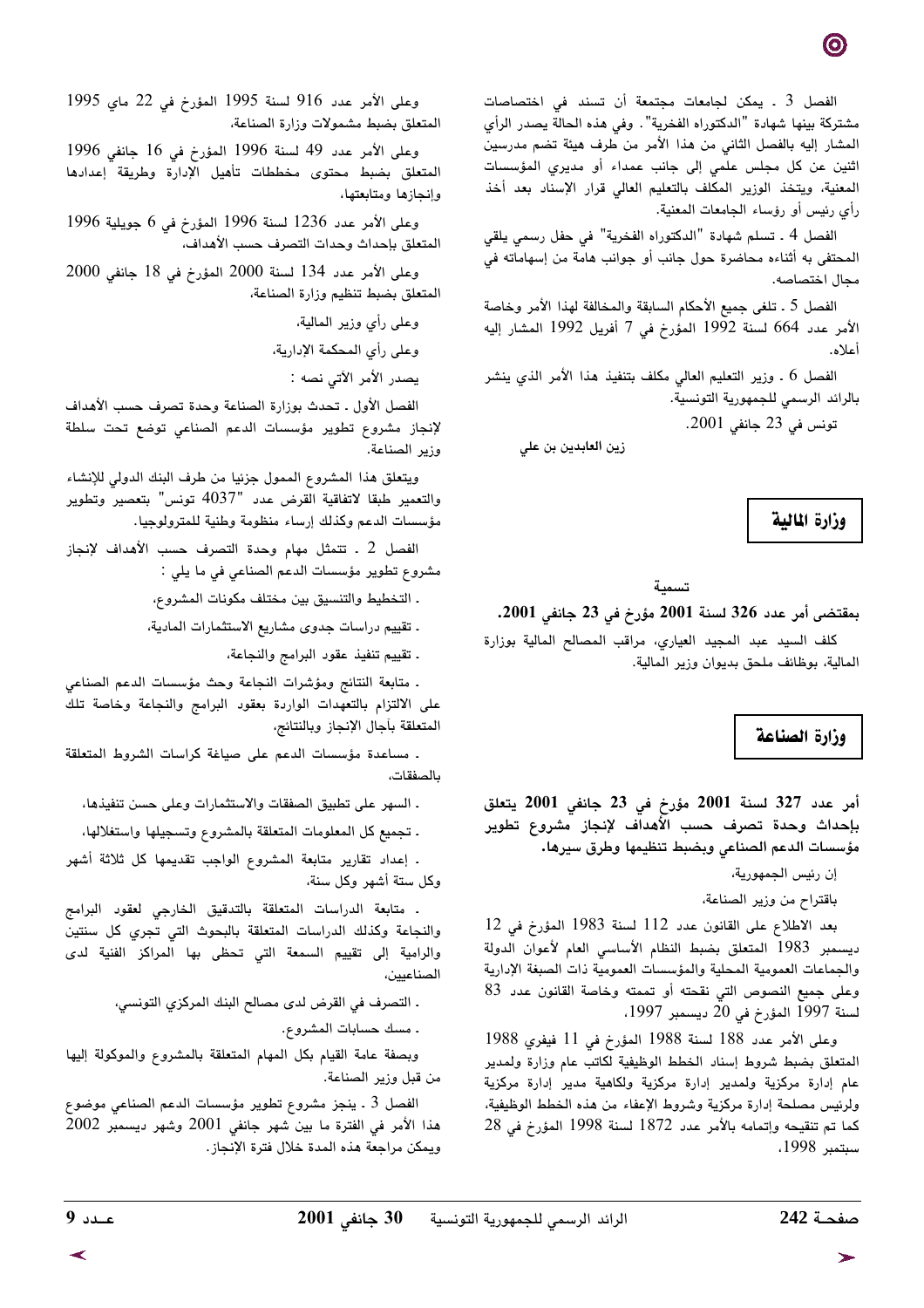الفصل 3 . يمكن لجامعات مجتمعة أن تسند في اختصاصات مشتركة بينها شهادة "الدكتوراه الفخرية". وفي هذه الحالة يصدر الرأي المشار إليه بالفصل الثاني من هذا الأمر من طرف هيئة تضم مدرسين اثنين عن كل مجلس علمي إلى جانب عمداء أو مديري المؤسسات المعنية، ويتخذ الوزير المكلف بالتعليم العالي قرار الإسناد بعد أخذ رأي رئيس أو رؤساء الجامعات المعنية.

الفصل 4 . تسلم شهادة "الدكتوراه الفخرية" في حفل رسمي يلقي المحتفى به أثناءه محاضرة حول جانب أو جوانب هامة من إسهاماته في مجال اختصاصه.

الفصل 5 . تلغى جميع الأحكام السابقة والمخالفة لهذا الأمر وخاصة الأمر عدد 664 لسنة 1992 المؤرخ في 7 أفريل 1992 المشار إليه أعلاه.

الفصل 6 . وزير التعليم العالي مكلف بتنفيذ هذا الأمر الذي ينشر بالرائد الرسمي للجمهورية التونسية.

تونس في 23 جانفي 2001.

زين العابدين بن علي

## وزارة المالية

تسمية

**بمقتضى أمر عدد 326 لسنة 2001 مؤرخ في 23 جانفي 2001.**

كلف السيد عبد المجيد العياري، مراقب المصالح المالية بوزارة المالية، بوظائف ملحق بديوان وزير المالية.

## وزارة الصناعة

**أمر عدد 327 لسنة 2001 مؤرخ في 23 جانفي 2001 يتعلق بإحداث وحدة تصرف حسب الأهداف لإنجاز مشروع تطوير مؤسسات الدعم الصناعي وبضبط تنظيمها وطرق سيرها.**

إن رئيس الجمهورية،

باقتراح من وزير الصناعة،

بعد الاطلاع على القانون عدد 112 لسنة 1983 المؤرخ في 12 ديسمبر 1983 المتعلق بضبط النظام الأساسي العام لأعوان الدولة والجماعات العمومية المحلية والمؤسسات العمومية ذات الصبغة الإدارية وعلى جميع النصوص التي نقحته أو تممته وخاصة القانون عدد 83 لسنة 1997 المؤرخ في 20 ديسمبر 1997،

وعلى الأمر عدد 188 لسنة 1988 المؤرخ في 11 فيفري 1988 المتعلق بضبط شروط إسناد الخطط الوظيفية لكاتب عام وزارة ولمدير عام إدارة مركزية ولمدير إدارة مركزية ولكاهية مدير إدارة مركزية ولرئيس مصلحة إدارة مركزية وشروط الإعفاء من هذه الخطط الوظيفية، كما تم تنقيحه وإتمامه بالأمر عدد 1872 لسنة 1998 المؤرخ في 28 سبتمبر 1998،

وعلى الأمر عدد 916 لسنة 1995 المؤرخ في 22 ماي 1995 المتعلق بضبط مشمولات وزارة الصناعة،

وعلى الأمر عدد 49 لسنة 1996 المؤرخ في 16 جانفي 1996 المتعلق بضبط محتوى مخططات تأهيل الإدارة وطريقة إعدادها وإنجازها ومتابعتها،

وعلى الأمر عدد 1236 لسنة 1996 المؤرخ في 6 جويلية 1996 المتعلق بإحداث وحدات التصرف حسب الأهداف،

وعلى الأمر عدد 134 لسنة 2000 المؤرخ في 18 جانفي 2000 المتعلق بضبط تنظيم وزارة الصناعة،

وعلى رأي وزير المالية،

وعلى رأي المحكمة الإدارية،

يصدر الأمر الآتي نصه :

الفصل الأول . تحدث بوزارة الصناعة وحدة تصرف حسب الأهداف لإنجاز مشروع تطوير مؤسسات الدعم الصناعي توضع تحت سلطة وزير الصناعة.

ويتعلق هذا المشروع الممول جزئيا من طرف البنك الدولي للإنشاء والتعمير طبقا لاتفاقية القرض عدد "4037 تونس" بتعصير وتطوير مؤسسات الدعم وكذلك إرساء منظومة وطنية للمترولوجيا.

الفصل 2 . تتمثل مهام وحدة التصرف حسب الأهداف لإنجاز مشروع تطوير مؤسسات الدعم الصناعي في ما يلي :

- التخطيط والتنسيق بين مختلف مكونات المشروع،
- تقييم دراسات جدوى مشاريع الاستثمارات المادية،
- تقييم تنفيذ عقود البرامج والنجاعة،
- متابعة النتائج ومؤشرات النجاعة وحث مؤسسات الدعم الصناعي على الالتزام بالتعهدات الواردة بعقود البرامج والنجاعة وخاصة تلك المتعلقة بآجال الإنجاز وبالنتائج،
- مساعدة مؤسسات الدعم على صياغة كراسات الشروط المتعلقة بالصفقات،
- السهر على تطبيق الصفقات والاستثمارات وعلى حسن تنفيذها،
- تجميع كل المعلومات المتعلقة بالمشروع وتسجيلها واستغلالها،
- إعداد تقارير متابعة المشروع الواجب تقديمها كل ثلاثة أشهر وكل ستة أشهر وكل سنة،
- متابعة الدراسات المتعلقة بالتدقيق الخارجي لعقود البرامج والنجاعة وكذلك الدراسات المتعلقة بالبحوث التي تجري كل سنتين والرامية إلى تقييم السمعة التي تحظى بها المراكز الفنية لدى الصناعيين،
- التصرف في القرض لدى مصالح البنك المركزي التونسي،
- مسك حسابات المشروع.

وبصفة عامة القيام بكل المهام المتعلقة بالمشروع والموكولة إليها من قبل وزير الصناعة.

الفصل 3 . ينجز مشروع تطوير مؤسسات الدعم الصناعي موضوع هذا الأمر في الفترة ما بين شهر جانفي 2001 وشهر ديسمبر 2002 ويمكن مراجعة هذه المدة خلال فترة الإنجاز.